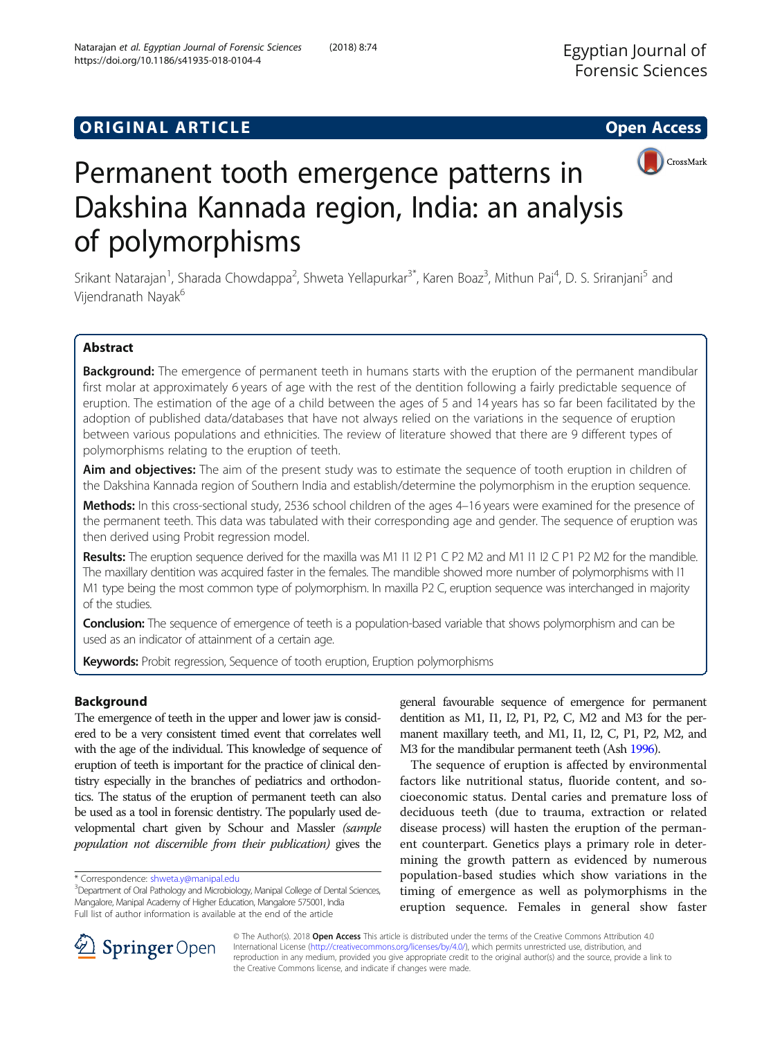# ORIGINAL ARTICLE

# Permanent tooth emergence patterns in Dakshina Kannada region, India: an analysis of polymorphisms

Srikant Natarajan[1], Sharada Chowdappa[2], Shweta Yellapurkar[3*], Karen Boaz[3], Mithun Pai[4], D. S. Sriranjani[5] and Vijendranath Nayak[6]

## Abstract

**Background:** The emergence of permanent teeth in humans starts with the eruption of the permanent mandibular first molar at approximately 6 years of age with the rest of the dentition following a fairly predictable sequence of eruption. The estimation of the age of a child between the ages of 5 and 14 years has so far been facilitated by the adoption of published data/databases that have not always relied on the variations in the sequence of eruption between various populations and ethnicities. The review of literature showed that there are 9 different types of polymorphisms relating to the eruption of teeth.

**Aim and objectives:** The aim of the present study was to estimate the sequence of tooth eruption in children of the Dakshina Kannada region of Southern India and establish/determine the polymorphism in the eruption sequence.

**Methods:** In this cross-sectional study, 2536 school children of the ages 4–16 years were examined for the presence of the permanent teeth. This data was tabulated with their corresponding age and gender. The sequence of eruption was then derived using Probit regression model.

**Results:** The eruption sequence derived for the maxilla was M1 I1 I2 P1 C P2 M2 and M1 I1 I2 C P1 P2 M2 for the mandible. The maxillary dentition was acquired faster in the females. The mandible showed more number of polymorphisms with I1 M1 type being the most common type of polymorphism. In maxilla P2 C, eruption sequence was interchanged in majority of the studies.

**Conclusion:** The sequence of emergence of teeth is a population-based variable that shows polymorphism and can be used as an indicator of attainment of a certain age.

**Keywords:** Probit regression, Sequence of tooth eruption, Eruption polymorphisms

## Background

The emergence of teeth in the upper and lower jaw is considered to be a very consistent timed event that correlates well with the age of the individual. This knowledge of sequence of eruption of teeth is important for the practice of clinical dentistry especially in the branches of pediatrics and orthodontics. The status of the eruption of permanent teeth can also be used as a tool in forensic dentistry. The popularly used developmental chart given by Schour and Massler *(sample population not discernible from their publication)* gives the general favourable sequence of emergence for permanent dentition as M1, I1, I2, P1, P2, C, M2 and M3 for the permanent maxillary teeth, and M1, I1, I2, C, P1, P2, M2, and M3 for the mandibular permanent teeth (Ash 1996).

The sequence of eruption is affected by environmental factors like nutritional status, fluoride content, and socioeconomic status. Dental caries and premature loss of deciduous teeth (due to trauma, extraction or related disease process) will hasten the eruption of the permanent counterpart. Genetics plays a primary role in determining the growth pattern as evidenced by numerous population-based studies which show variations in the timing of emergence as well as polymorphisms in the eruption sequence. Females in general show faster

\* Correspondence: shweta.y@manipal.edu
[3]Department of Oral Pathology and Microbiology, Manipal College of Dental Sciences, Mangalore, Manipal Academy of Higher Education, Mangalore 575001, India
Full list of author information is available at the end of the article

© The Author(s). 2018 **Open Access** This article is distributed under the terms of the Creative Commons Attribution 4.0 International License (http://creativecommons.org/licenses/by/4.0/), which permits unrestricted use, distribution, and reproduction in any medium, provided you give appropriate credit to the original author(s) and the source, provide a link to the Creative Commons license, and indicate if changes were made.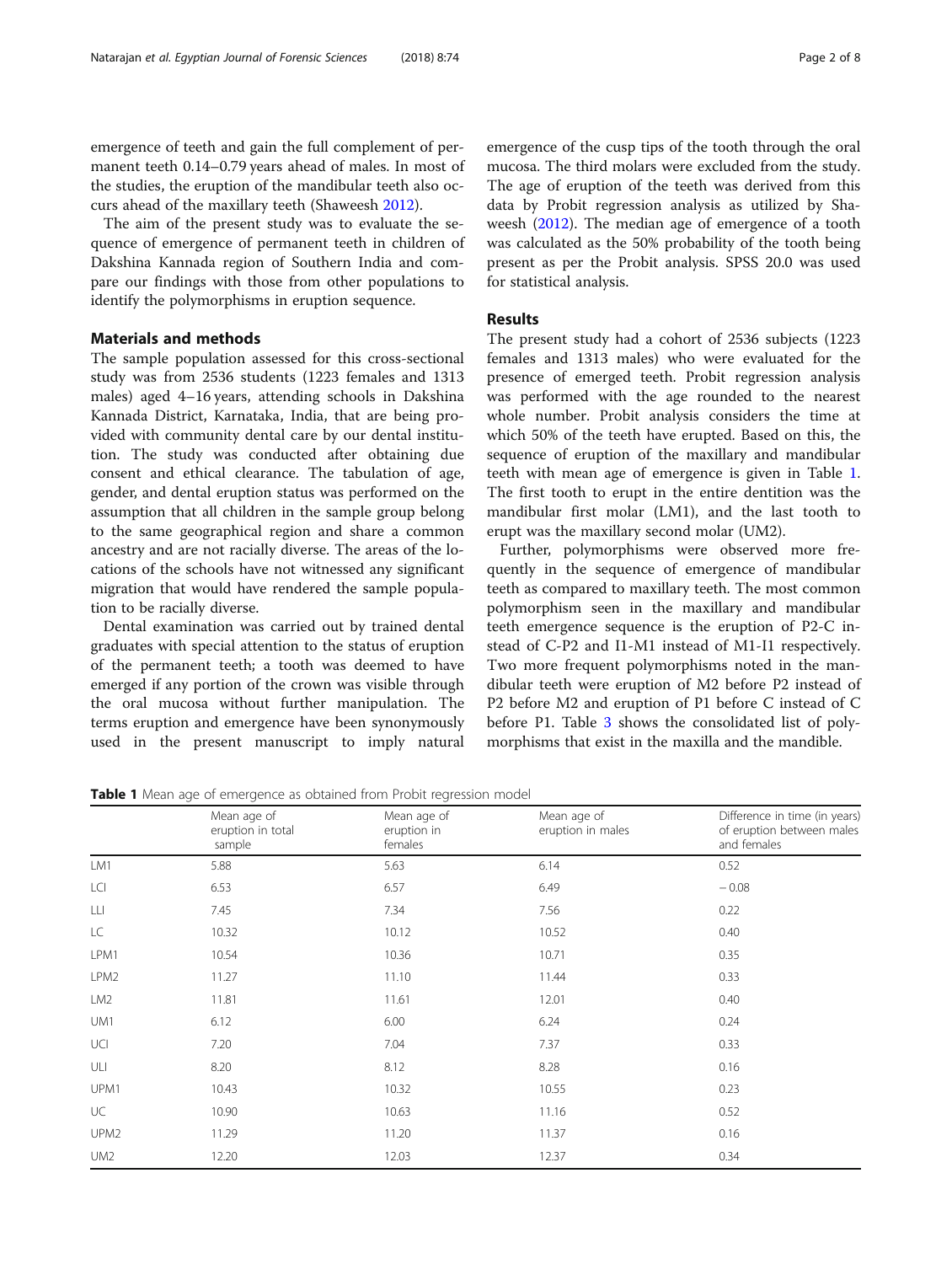emergence of teeth and gain the full complement of permanent teeth 0.14–0.79 years ahead of males. In most of the studies, the eruption of the mandibular teeth also occurs ahead of the maxillary teeth (Shaweesh 2012).

The aim of the present study was to evaluate the sequence of emergence of permanent teeth in children of Dakshina Kannada region of Southern India and compare our findings with those from other populations to identify the polymorphisms in eruption sequence.

## Materials and methods

The sample population assessed for this cross-sectional study was from 2536 students (1223 females and 1313 males) aged 4–16 years, attending schools in Dakshina Kannada District, Karnataka, India, that are being provided with community dental care by our dental institution. The study was conducted after obtaining due consent and ethical clearance. The tabulation of age, gender, and dental eruption status was performed on the assumption that all children in the sample group belong to the same geographical region and share a common ancestry and are not racially diverse. The areas of the locations of the schools have not witnessed any significant migration that would have rendered the sample population to be racially diverse.

Dental examination was carried out by trained dental graduates with special attention to the status of eruption of the permanent teeth; a tooth was deemed to have emerged if any portion of the crown was visible through the oral mucosa without further manipulation. The terms eruption and emergence have been synonymously used in the present manuscript to imply natural emergence of the cusp tips of the tooth through the oral mucosa. The third molars were excluded from the study. The age of eruption of the teeth was derived from this data by Probit regression analysis as utilized by Shaweesh (2012). The median age of emergence of a tooth was calculated as the 50% probability of the tooth being present as per the Probit analysis. SPSS 20.0 was used for statistical analysis.

## Results

The present study had a cohort of 2536 subjects (1223 females and 1313 males) who were evaluated for the presence of emerged teeth. Probit regression analysis was performed with the age rounded to the nearest whole number. Probit analysis considers the time at which 50% of the teeth have erupted. Based on this, the sequence of eruption of the maxillary and mandibular teeth with mean age of emergence is given in Table 1. The first tooth to erupt in the entire dentition was the mandibular first molar (LM1), and the last tooth to erupt was the maxillary second molar (UM2).

Further, polymorphisms were observed more frequently in the sequence of emergence of mandibular teeth as compared to maxillary teeth. The most common polymorphism seen in the maxillary and mandibular teeth emergence sequence is the eruption of P2-C instead of C-P2 and I1-M1 instead of M1-I1 respectively. Two more frequent polymorphisms noted in the mandibular teeth were eruption of M2 before P2 instead of P2 before M2 and eruption of P1 before C instead of C before P1. Table 3 shows the consolidated list of polymorphisms that exist in the maxilla and the mandible.

**Table 1** Mean age of emergence as obtained from Probit regression model

| | Mean age of eruption in total sample | Mean age of eruption in females | Mean age of eruption in males | Difference in time (in years) of eruption between males and females |
|---|---|---|---|---|
| LM1 | 5.88 | 5.63 | 6.14 | 0.52 |
| LCI | 6.53 | 6.57 | 6.49 | − 0.08 |
| LLI | 7.45 | 7.34 | 7.56 | 0.22 |
| LC | 10.32 | 10.12 | 10.52 | 0.40 |
| LPM1 | 10.54 | 10.36 | 10.71 | 0.35 |
| LPM2 | 11.27 | 11.10 | 11.44 | 0.33 |
| LM2 | 11.81 | 11.61 | 12.01 | 0.40 |
| UM1 | 6.12 | 6.00 | 6.24 | 0.24 |
| UCI | 7.20 | 7.04 | 7.37 | 0.33 |
| ULI | 8.20 | 8.12 | 8.28 | 0.16 |
| UPM1 | 10.43 | 10.32 | 10.55 | 0.23 |
| UC | 10.90 | 10.63 | 11.16 | 0.52 |
| UPM2 | 11.29 | 11.20 | 11.37 | 0.16 |
| UM2 | 12.20 | 12.03 | 12.37 | 0.34 |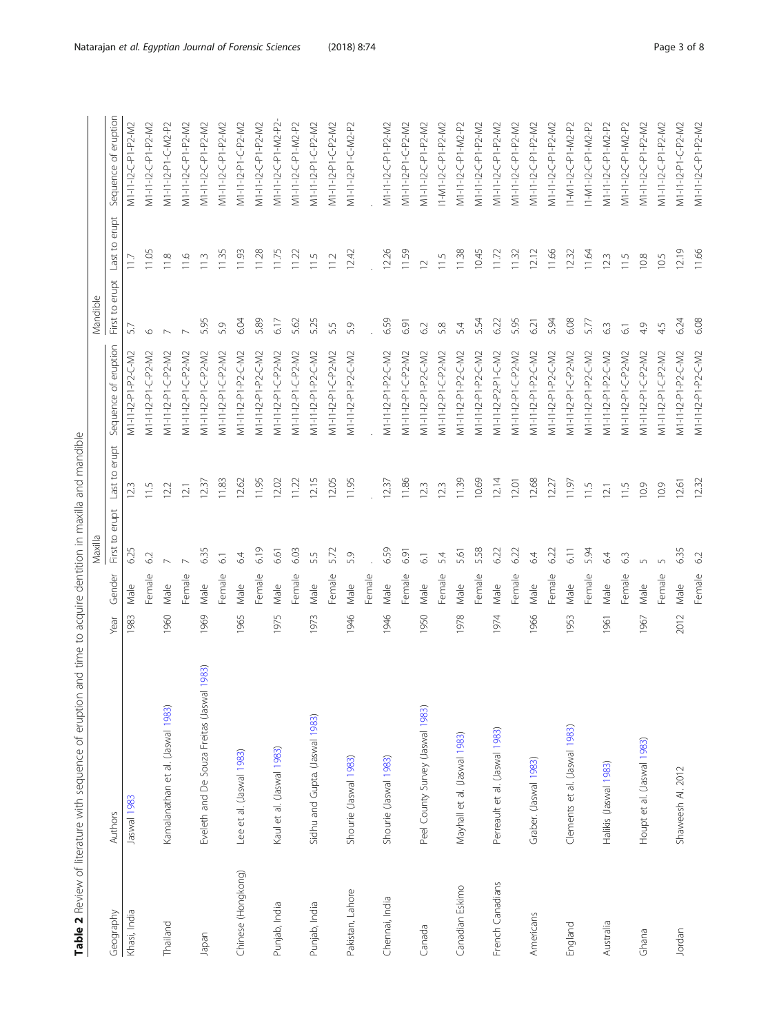**Table 2** Review of literature with sequence of eruption and time to acquire dentition in maxilla and mandible

| Geography | Authors | Year | Gender | Maxilla | | | Mandible | | |
|---|---|---|---|---|---|---|---|---|---|
| | | | | First to erupt | Last to erupt | Sequence of eruption | First to erupt | Last to erupt | Sequence of eruption |
| Khasi, India | Jaswal 1983 | 1983 | Male | 6.25 | 12.3 | M1-I1-I2-P1-P2-C-M2 | 5.7 | 11.7 | M1-I1-I2-C-P1-P2-M2 |
| | | | Female | 6.2 | 11.5 | M1-I1-I2-P1-C-P2-M2 | 6 | 11.05 | M1-I1-I2-C-P1-P2-M2 |
| Thailand | Kamalanathan et al. (Jaswal 1983) | 1960 | Male | 7 | 12.2 | M1-I1-I2-P1-C-P2-M2 | 7 | 11.8 | M1-I1-I2-P1-C-M2-P2 |
| | | | Female | 7 | 12.1 | M1-I1-I2-P1-C-P2-M2 | 7 | 11.6 | M1-I1-I2-C-P1-P2-M2 |
| Japan | Eveleth and De Souza Freitas (Jaswal 1983) | 1969 | Male | 6.35 | 12.37 | M1-I1-I2-P1-C-P2-M2 | 5.95 | 11.3 | M1-I1-I2-C-P1-P2-M2 |
| | | | Female | 6.1 | 11.83 | M1-I1-I2-P1-C-P2-M2 | 5.9 | 11.35 | M1-I1-I2-C-P1-P2-M2 |
| Chinese (Hongkong) | Lee et al. (Jaswal 1983) | 1965 | Male | 6.4 | 12.62 | M1-I1-I2-P1-P2-C-M2 | 6.04 | 11.93 | M1-I1-I2-P1-C-P2-M2 |
| | | | Female | 6.19 | 11.95 | M1-I1-I2-P1-P2-C-M2 | 5.89 | 11.28 | M1-I1-I2-C-P1-P2-M2 |
| Punjab, India | Kaul et al. (Jaswal 1983) | 1975 | Male | 6.61 | 12.02 | M1-I1-I2-P1-C-P2-M2 | 6.17 | 11.75 | M1-I1-I2-C-P1-M2-P2- |
| | | | Female | 6.03 | 11.22 | M1-I1-I2-P1-C-P2-M2 | 5.62 | 11.22 | M1-I1-I2-C-P1-M2-P2 |
| Punjab, India | Sidhu and Gupta. (Jaswal 1983) | 1973 | Male | 5.5 | 12.15 | M1-I1-I2-P1-P2-C-M2 | 5.25 | 11.5 | M1-I1-I2-P1-C-P2-M2 |
| | | | Female | 5.72 | 12.05 | M1-I1-I2-P1-P2-C-M2 | 5.5 | 11.2 | M1-I1-I2-P1-C-P2-M2 |
| Pakistan, Lahore | Shourie (Jaswal 1983) | 1946 | Male | 5.9 | 11.95 | M1-I1-I2-P1-P2-C-M2 | 5.9 | 12.42 | M1-I1-I2-P1-C-M2-P2 |
| | | | Female | . | . | . | . | . | . |
| Chennai, India | Shourie (Jaswal 1983) | 1946 | Male | 6.59 | 12.37 | M1-I1-I2-P1-P2-C-M2 | 6.59 | 12.26 | M1-I1-I2-C-P1-P2-M2 |
| | | | Female | 6.91 | 11.86 | M1-I1-I2-P1-C-P2-M2 | 6.91 | 11.59 | M1-I1-I2-P1-C-P2-M2 |
| Canada | Peel County Survey (Jaswal 1983) | 1950 | Male | 6.1 | 12.3 | M1-I1-I2-P1-P2-C-M2 | 6.2 | 12 | M1-I1-I2-C-P1-P2-M2 |
| | | | Female | 5.4 | 12.3 | M1-I1-I2-P1-C-P2-M2 | 5.8 | 11.5 | I1-M1-I2-C-P1-P2-M2 |
| Canadian Eskimo | Mayhall et al. (Jaswal 1983) | 1978 | Male | 5.61 | 11.39 | M1-I1-I2-P1-P2-C-M2 | 5.4 | 11.38 | M1-I1-I2-C-P1-M2-P2 |
| | | | Female | 5.58 | 10.69 | M1-I1-I2-P1-P2-C-M2 | 5.54 | 10.45 | M1-I1-I2-C-P1-P2-M2 |
| French Canadians | Perreault et al. (Jaswal 1983) | 1974 | Male | 6.22 | 12.14 | M1-I1-I2-P2-P1-C-M2 | 6.22 | 11.72 | M1-I1-I2-C-P1-P2-M2 |
| | | | Female | 6.22 | 12.01 | M1-I1-I2-P1-C-P2-M2 | 5.95 | 11.32 | M1-I1-I2-C-P1-P2-M2 |
| Americans | Graber. (Jaswal 1983) | 1966 | Male | 6.4 | 12.68 | M1-I1-I2-P1-P2-C-M2 | 6.21 | 12.12 | M1-I1-I2-C-P1-P2-M2 |
| | | | Female | 6.22 | 12.27 | M1-I1-I2-P1-P2-C-M2 | 5.94 | 11.66 | M1-I1-I2-C-P1-P2-M2 |
| England | Clements et al. (Jaswal 1983) | 1953 | Male | 6.11 | 11.97 | M1-I1-I2-P1-C-P2-M2 | 6.08 | 12.32 | I1-M1-I2-C-P1-M2-P2 |
| | | | Female | 5.94 | 11.5 | M1-I1-I2-P1-P2-C-M2 | 5.77 | 11.64 | I1-M1-I2-C-P1-M2-P2 |
| Australia | Halikis (Jaswal 1983) | 1961 | Male | 6.4 | 12.1 | M1-I1-I2-P1-P2-C-M2 | 6.3 | 12.3 | M1-I1-I2-C-P1-M2-P2 |
| | | | Female | 6.3 | 11.5 | M1-I1-I2-P1-C-P2-M2 | 6.1 | 11.5 | M1-I1-I2-C-P1-M2-P2 |
| Ghana | Houpt et al. (Jaswal 1983) | 1967 | Male | 5 | 10.9 | M1-I1-I2-P1-C-P2-M2 | 4.9 | 10.8 | M1-I1-I2-C-P1-P2-M2 |
| | | | Female | 5 | 10.9 | M1-I1-I2-P1-C-P2-M2 | 4.5 | 10.5 | M1-I1-I2-C-P1-P2-M2 |
| Jordan | Shaweesh Al. 2012 | 2012 | Male | 6.35 | 12.61 | M1-I1-I2-P1-P2-C-M2 | 6.24 | 12.19 | M1-I1-I2-P1-C-P2-M2 |
| | | | Female | 6.2 | 12.32 | M1-I1-I2-P1-P2-C-M2 | 6.08 | 11.66 | M1-I1-I2-C-P1-P2-M2 |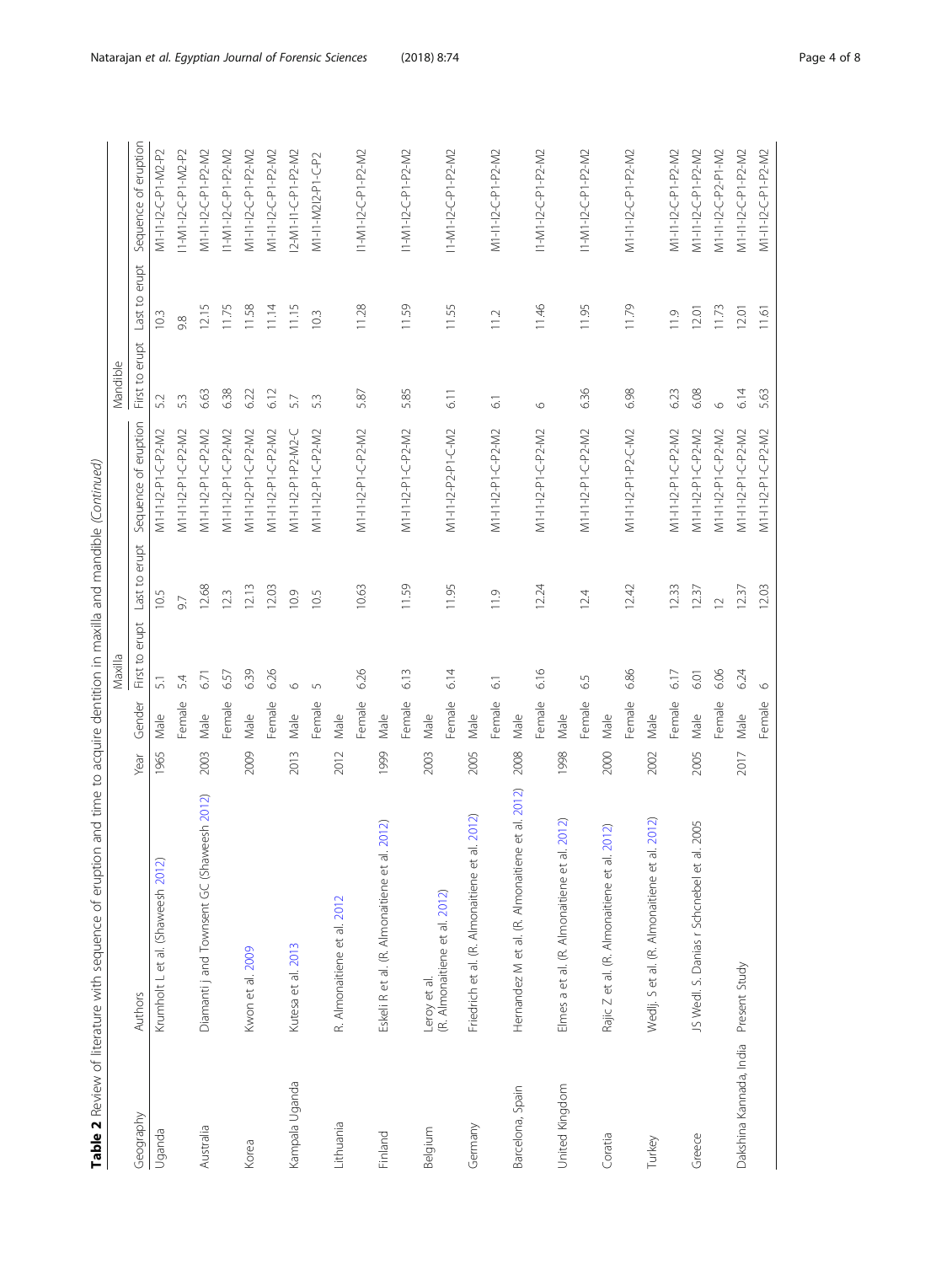**Table 2** Review of literature with sequence of eruption and time to acquire dentition in maxilla and mandible *(Continued)*

| Geography | Authors | Year | Gender | Maxilla | | | Mandible | | |
|---|---|---|---|---|---|---|---|---|---|
| | | | | First to erupt | Last to erupt | Sequence of eruption | First to erupt | Last to erupt | Sequence of eruption |
| Uganda | Krumholt L et al. (Shaweesh 2012) | 1965 | Male | 5.1 | 10.5 | M1-I1-I2-P1-C-P2-M2 | 5.2 | 10.3 | M1-I1-I2-C-P1-M2-P2 |
| | | | Female | 5.4 | 9.7 | M1-I1-I2-P1-C-P2-M2 | 5.3 | 9.8 | I1-M1-I2-C-P1-M2-P2 |
| Australia | Diamanti j and Townsent GC (Shaweesh 2012) | 2003 | Male | 6.71 | 12.68 | M1-I1-I2-P1-C-P2-M2 | 6.63 | 12.15 | M1-I1-I2-C-P1-P2-M2 |
| | | | Female | 6.57 | 12.3 | M1-I1-I2-P1-C-P2-M2 | 6.38 | 11.75 | I1-M1-I2-C-P1-P2-M2 |
| Korea | Kwon et al. 2009 | 2009 | Male | 6.39 | 12.13 | M1-I1-I2-P1-C-P2-M2 | 6.22 | 11.58 | M1-I1-I2-C-P1-P2-M2 |
| | | | Female | 6.26 | 12.03 | M1-I1-I2-P1-C-P2-M2 | 6.12 | 11.14 | M1-I1-I2-C-P1-P2-M2 |
| Kampala Uganda | Kutesa et al. 2013 | 2013 | Male | 6 | 10.9 | M1-I1-I2-P1-P2-M2-C | 5.7 | 11.15 | I2-M1-I1-C-P1-P2-M2 |
| | | | Female | 5 | 10.5 | M1-I1-I2-P1-C-P2-M2 | 5.3 | 10.3 | M1-I1-M2I2-P1-C-P2 |
| Lithuania | R. Almonaitiene et al. 2012 | 2012 | Male | | | | | | |
| | | | Female | 6.26 | 10.63 | M1-I1-I2-P1-C-P2-M2 | 5.87 | 11.28 | I1-M1-I2-C-P1-P2-M2 |
| Finland | Eskeli R et al. (R. Almonaitiene et al. 2012) | 1999 | Male | | | | | | |
| | | | Female | 6.13 | 11.59 | M1-I1-I2-P1-C-P2-M2 | 5.85 | 11.59 | I1-M1-I2-C-P1-P2-M2 |
| Belgium | Leroy et al. (R. Almonaitiene et al. 2012) | 2003 | Male | | | | | | |
| | | | Female | 6.14 | 11.95 | M1-I1-I2-P2-P1-C-M2 | 6.11 | 11.55 | I1-M1-I2-C-P1-P2-M2 |
| Germany | Friedrich et al. (R. Almonaitiene et al. 2012) | 2005 | Male | | | | | | |
| | | | Female | 6.1 | 11.9 | M1-I1-I2-P1-C-P2-M2 | 6.1 | 11.2 | M1-I1-I2-C-P1-P2-M2 |
| Barcelona, Spain | Hernandez M et al. (R. Almonaitiene et al. 2012) | 2008 | Male | | | | | | |
| | | | Female | 6.16 | 12.24 | M1-I1-I2-P1-C-P2-M2 | 6 | 11.46 | I1-M1-I2-C-P1-P2-M2 |
| United Kingdom | Elmes a et al. (R. Almonaitiene et al. 2012) | 1998 | Male | | | | | | |
| | | | Female | 6.5 | 12.4 | M1-I1-I2-P1-C-P2-M2 | 6.36 | 11.95 | I1-M1-I2-C-P1-P2-M2 |
| Coratia | Rajic Z et al. (R. Almonaitiene et al. 2012) | 2000 | Male | | | | | | |
| | | | Female | 6.86 | 12.42 | M1-I1-I2-P1-P2-C-M2 | 6.98 | 11.79 | M1-I1-I2-C-P1-P2-M2 |
| Turkey | Wedlj, S et al. (R. Almonaitiene et al. 2012) | 2002 | Male | | | | | | |
| | | | Female | 6.17 | 12.33 | M1-I1-I2-P1-C-P2-M2 | 6.23 | 11.9 | M1-I1-I2-C-P1-P2-M2 |
| Greece | JS Wedl. S. Danias r Schcnebel et al. 2005 | 2005 | Male | 6.01 | 12.37 | M1-I1-I2-P1-C-P2-M2 | 6.08 | 12.01 | M1-I1-I2-C-P1-P2-M2 |
| | | | Female | 6.06 | 12 | M1-I1-I2-P1-C-P2-M2 | 6 | 11.73 | M1-I1-I2-C-P2-P1-M2 |
| Dakshina Kannada, India | Present Study | 2017 | Male | 6.24 | 12.37 | M1-I1-I2-P1-C-P2-M2 | 6.14 | 12.01 | M1-I1-I2-C-P1-P2-M2 |
| | | | Female | 6 | 12.03 | M1-I1-I2-P1-C-P2-M2 | 5.63 | 11.61 | M1-I1-I2-C-P1-P2-M2 |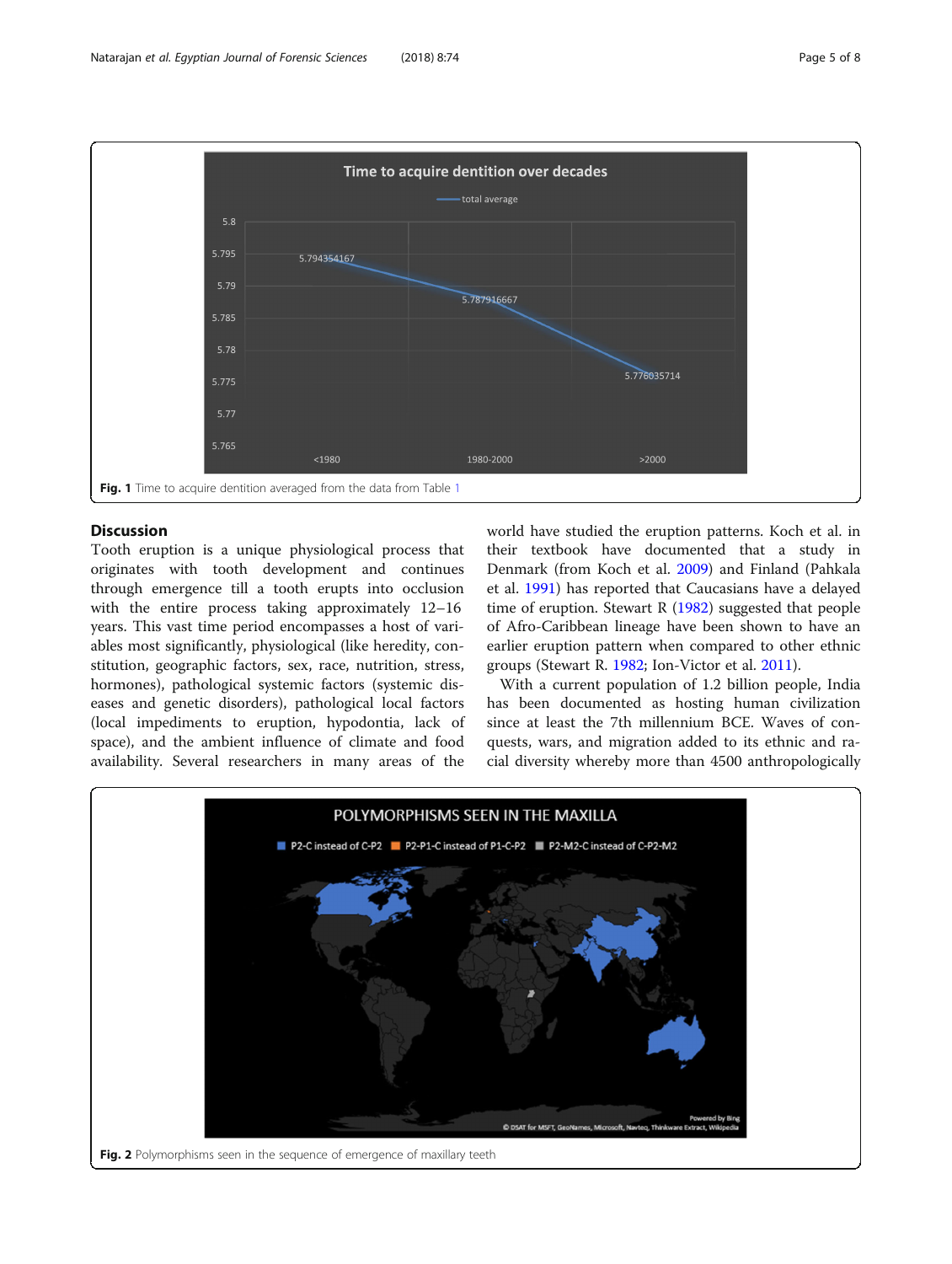Fig. 1 Time to acquire dentition averaged from the data from Table 1

## Discussion

Tooth eruption is a unique physiological process that originates with tooth development and continues through emergence till a tooth erupts into occlusion with the entire process taking approximately 12–16 years. This vast time period encompasses a host of variables most significantly, physiological (like heredity, constitution, geographic factors, sex, race, nutrition, stress, hormones), pathological systemic factors (systemic diseases and genetic disorders), pathological local factors (local impediments to eruption, hypodontia, lack of space), and the ambient influence of climate and food availability. Several researchers in many areas of the world have studied the eruption patterns. Koch et al. in their textbook have documented that a study in Denmark (from Koch et al. 2009) and Finland (Pahkala et al. 1991) has reported that Caucasians have a delayed time of eruption. Stewart R (1982) suggested that people of Afro-Caribbean lineage have been shown to have an earlier eruption pattern when compared to other ethnic groups (Stewart R. 1982; Ion-Victor et al. 2011).

With a current population of 1.2 billion people, India has been documented as hosting human civilization since at least the 7th millennium BCE. Waves of conquests, wars, and migration added to its ethnic and racial diversity whereby more than 4500 anthropologically

Fig. 2 Polymorphisms seen in the sequence of emergence of maxillary teeth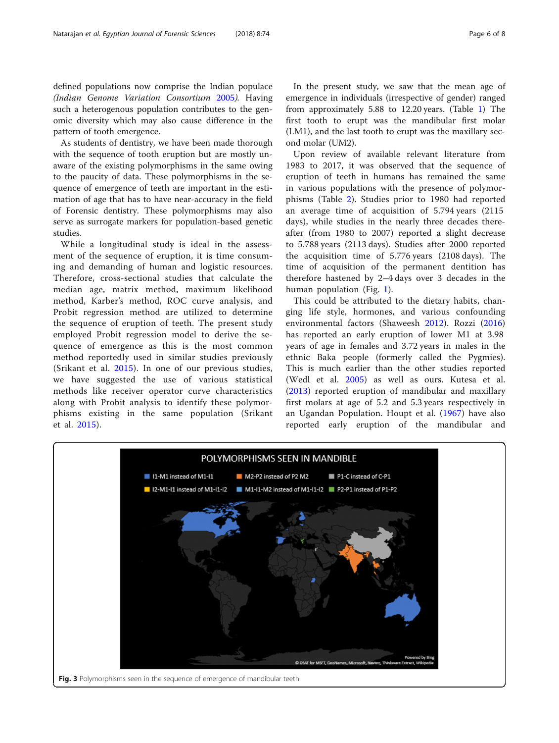defined populations now comprise the Indian populace (*Indian Genome Variation Consortium* 2005). Having such a heterogenous population contributes to the genomic diversity which may also cause difference in the pattern of tooth emergence.

As students of dentistry, we have been made thorough with the sequence of tooth eruption but are mostly unaware of the existing polymorphisms in the same owing to the paucity of data. These polymorphisms in the sequence of emergence of teeth are important in the estimation of age that has to have near-accuracy in the field of Forensic dentistry. These polymorphisms may also serve as surrogate markers for population-based genetic studies.

While a longitudinal study is ideal in the assessment of the sequence of eruption, it is time consuming and demanding of human and logistic resources. Therefore, cross-sectional studies that calculate the median age, matrix method, maximum likelihood method, Karber's method, ROC curve analysis, and Probit regression method are utilized to determine the sequence of eruption of teeth. The present study employed Probit regression model to derive the sequence of emergence as this is the most common method reportedly used in similar studies previously (Srikant et al. 2015). In one of our previous studies, we have suggested the use of various statistical methods like receiver operator curve characteristics along with Probit analysis to identify these polymorphisms existing in the same population (Srikant et al. 2015).

In the present study, we saw that the mean age of emergence in individuals (irrespective of gender) ranged from approximately 5.88 to 12.20 years. (Table 1) The first tooth to erupt was the mandibular first molar (LM1), and the last tooth to erupt was the maxillary second molar (UM2).

Upon review of available relevant literature from 1983 to 2017, it was observed that the sequence of eruption of teeth in humans has remained the same in various populations with the presence of polymorphisms (Table 2). Studies prior to 1980 had reported an average time of acquisition of 5.794 years (2115 days), while studies in the nearly three decades thereafter (from 1980 to 2007) reported a slight decrease to 5.788 years (2113 days). Studies after 2000 reported the acquisition time of 5.776 years (2108 days). The time of acquisition of the permanent dentition has therefore hastened by 2–4 days over 3 decades in the human population (Fig. 1).

This could be attributed to the dietary habits, changing life style, hormones, and various confounding environmental factors (Shaweesh 2012). Rozzi (2016) has reported an early eruption of lower M1 at 3.98 years of age in females and 3.72 years in males in the ethnic Baka people (formerly called the Pygmies). This is much earlier than the other studies reported (Wedl et al. 2005) as well as ours. Kutesa et al. (2013) reported eruption of mandibular and maxillary first molars at age of 5.2 and 5.3 years respectively in an Ugandan Population. Houpt et al. (1967) have also reported early eruption of the mandibular and

**Fig. 3** Polymorphisms seen in the sequence of emergence of mandibular teeth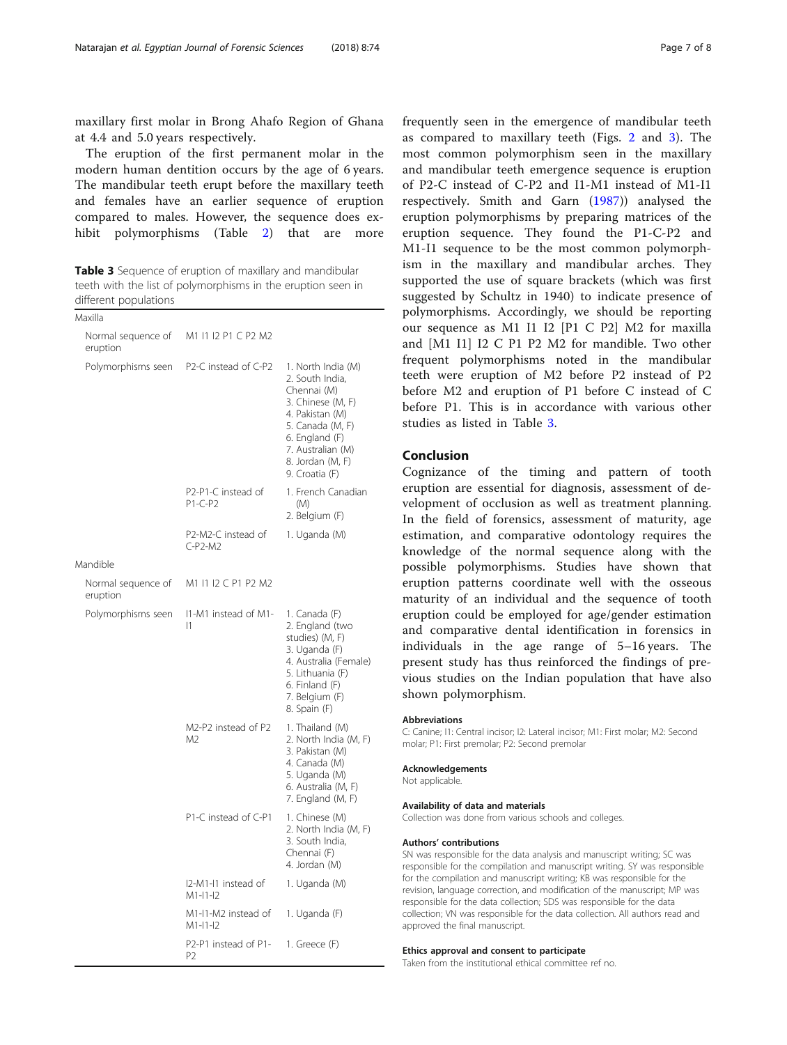maxillary first molar in Brong Ahafo Region of Ghana at 4.4 and 5.0 years respectively.

The eruption of the first permanent molar in the modern human dentition occurs by the age of 6 years. The mandibular teeth erupt before the maxillary teeth and females have an earlier sequence of eruption compared to males. However, the sequence does exhibit polymorphisms (Table 2) that are more frequently seen in the emergence of mandibular teeth as compared to maxillary teeth (Figs. 2 and 3). The most common polymorphism seen in the maxillary and mandibular teeth emergence sequence is eruption of P2-C instead of C-P2 and I1-M1 instead of M1-I1 respectively. Smith and Garn (1987)) analysed the eruption polymorphisms by preparing matrices of the eruption sequence. They found the P1-C-P2 and M1-I1 sequence to be the most common polymorphism in the maxillary and mandibular arches. They supported the use of square brackets (which was first suggested by Schultz in 1940) to indicate presence of polymorphisms. Accordingly, we should be reporting our sequence as M1 I1 I2 [P1 C P2] M2 for maxilla and [M1 I1] I2 C P1 P2 M2 for mandible. Two other frequent polymorphisms noted in the mandibular teeth were eruption of M2 before P2 instead of P2 before M2 and eruption of P1 before C instead of C before P1. This is in accordance with various other studies as listed in Table 3.

**Table 3** Sequence of eruption of maxillary and mandibular teeth with the list of polymorphisms in the eruption seen in different populations

| | | |
|---|---|---|
| Maxilla | | |
| Normal sequence of eruption | M1 I1 I2 P1 C P2 M2 | |
| Polymorphisms seen | P2-C instead of C-P2 | 1. North India (M)<br>2. South India, Chennai (M)<br>3. Chinese (M, F)<br>4. Pakistan (M)<br>5. Canada (M, F)<br>6. England (F)<br>7. Australian (M)<br>8. Jordan (M, F)<br>9. Croatia (F) |
| | P2-P1-C instead of P1-C-P2 | 1. French Canadian (M)<br>2. Belgium (F) |
| | P2-M2-C instead of C-P2-M2 | 1. Uganda (M) |
| Mandible | | |
| Normal sequence of eruption | M1 I1 I2 C P1 P2 M2 | |
| Polymorphisms seen | I1-M1 instead of M1-I1 | 1. Canada (F)<br>2. England (two studies) (M, F)<br>3. Uganda (F)<br>4. Australia (Female)<br>5. Lithuania (F)<br>6. Finland (F)<br>7. Belgium (F)<br>8. Spain (F) |
| | M2-P2 instead of P2 M2 | 1. Thailand (M)<br>2. North India (M, F)<br>3. Pakistan (M)<br>4. Canada (M)<br>5. Uganda (M)<br>6. Australia (M, F)<br>7. England (M, F) |
| | P1-C instead of C-P1 | 1. Chinese (M)<br>2. North India (M, F)<br>3. South India, Chennai (F)<br>4. Jordan (M) |
| | I2-M1-I1 instead of M1-I1-I2 | 1. Uganda (M) |
| | M1-I1-M2 instead of M1-I1-I2 | 1. Uganda (F) |
| | P2-P1 instead of P1-P2 | 1. Greece (F) |

## Conclusion

Cognizance of the timing and pattern of tooth eruption are essential for diagnosis, assessment of development of occlusion as well as treatment planning. In the field of forensics, assessment of maturity, age estimation, and comparative odontology requires the knowledge of the normal sequence along with the possible polymorphisms. Studies have shown that eruption patterns coordinate well with the osseous maturity of an individual and the sequence of tooth eruption could be employed for age/gender estimation and comparative dental identification in forensics in individuals in the age range of 5–16 years. The present study has thus reinforced the findings of previous studies on the Indian population that have also shown polymorphism.

#### Abbreviations

C: Canine; I1: Central incisor; I2: Lateral incisor; M1: First molar; M2: Second molar; P1: First premolar; P2: Second premolar

#### Acknowledgements

Not applicable.

#### Availability of data and materials

Collection was done from various schools and colleges.

#### Authors' contributions

SN was responsible for the data analysis and manuscript writing; SC was responsible for the compilation and manuscript writing. SY was responsible for the compilation and manuscript writing; KB was responsible for the revision, language correction, and modification of the manuscript; MP was responsible for the data collection; SDS was responsible for the data collection; VN was responsible for the data collection. All authors read and approved the final manuscript.

#### Ethics approval and consent to participate

Taken from the institutional ethical committee ref no.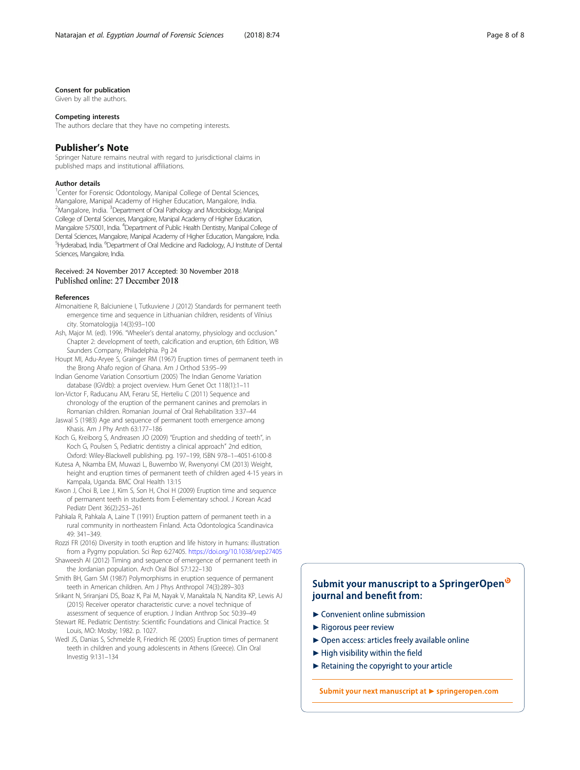#### Consent for publication
Given by all the authors.

#### Competing interests
The authors declare that they have no competing interests.

### Publisher's Note
Springer Nature remains neutral with regard to jurisdictional claims in published maps and institutional affiliations.

#### Author details
[1]Center for Forensic Odontology, Manipal College of Dental Sciences, Mangalore, Manipal Academy of Higher Education, Mangalore, India. [2]Mangalore, India. [3]Department of Oral Pathology and Microbiology, Manipal College of Dental Sciences, Mangalore, Manipal Academy of Higher Education, Mangalore 575001, India. [4]Department of Public Health Dentistry, Manipal College of Dental Sciences, Mangalore, Manipal Academy of Higher Education, Mangalore, India. [5]Hyderabad, India. [6]Department of Oral Medicine and Radiology, AJ Institute of Dental Sciences, Mangalore, India.

Received: 24 November 2017 Accepted: 30 November 2018
Published online: 27 December 2018

#### References
- Almonaitiene R, Balciuniene I, Tutkuviene J (2012) Standards for permanent teeth emergence time and sequence in Lithuanian children, residents of Vilnius city. Stomatologija 14(3):93–100
- Ash, Major M. (ed). 1996. "Wheeler's dental anatomy, physiology and occlusion." Chapter 2: development of teeth, calcification and eruption, 6th Edition, WB Saunders Company, Philadelphia. Pg 24
- Houpt MI, Adu-Aryee S, Grainger RM (1967) Eruption times of permanent teeth in the Brong Ahafo region of Ghana. Am J Orthod 53:95–99
- Indian Genome Variation Consortium (2005) The Indian Genome Variation database (IGVdb): a project overview. Hum Genet Oct 118(1):1–11
- Ion-Victor F, Raducanu AM, Feraru SE, Herteliu C (2011) Sequence and chronology of the eruption of the permanent canines and premolars in Romanian children. Romanian Journal of Oral Rehabilitation 3:37–44
- Jaswal S (1983) Age and sequence of permanent tooth emergence among Khasis. Am J Phy Anth 63:177–186
- Koch G, Kreiborg S, Andreasen JO (2009) "Eruption and shedding of teeth", in Koch G, Poulsen S, Pediatric dentistry a clinical approach" 2nd edition, Oxford: Wiley-Blackwell publishing. pg. 197–199, ISBN 978–1–4051-6100-8
- Kutesa A, Nkamba EM, Muwazi L, Buwembo W, Rwenyonyi CM (2013) Weight, height and eruption times of permanent teeth of children aged 4-15 years in Kampala, Uganda. BMC Oral Health 13:15
- Kwon J, Choi B, Lee J, Kim S, Son H, Choi H (2009) Eruption time and sequence of permanent teeth in students from E-elementary school. J Korean Acad Pediatr Dent 36(2):253–261
- Pahkala R, Pahkala A, Laine T (1991) Eruption pattern of permanent teeth in a rural community in northeastern Finland. Acta Odontologica Scandinavica 49: 341–349.
- Rozzi FR (2016) Diversity in tooth eruption and life history in humans: illustration from a Pygmy population. Sci Rep 6:27405. https://doi.org/10.1038/srep27405
- Shaweesh AI (2012) Timing and sequence of emergence of permanent teeth in the Jordanian population. Arch Oral Biol 57:122–130
- Smith BH, Garn SM (1987) Polymorphisms in eruption sequence of permanent teeth in American children. Am J Phys Anthropol 74(3):289–303
- Srikant N, Sriranjani DS, Boaz K, Pai M, Nayak V, Manaktala N, Nandita KP, Lewis AJ (2015) Receiver operator characteristic curve: a novel technique of assessment of sequence of eruption. J Indian Anthrop Soc 50:39–49
- Stewart RE. Pediatric Dentistry: Scientific Foundations and Clinical Practice. St Louis, MO: Mosby; 1982. p. 1027.
- Wedl JS, Danias S, Schmelzle R, Friedrich RE (2005) Eruption times of permanent teeth in children and young adolescents in Athens (Greece). Clin Oral Investig 9:131–134

**Submit your manuscript to a SpringerOpen journal and benefit from:**

- ► Convenient online submission
- ► Rigorous peer review
- ► Open access: articles freely available online
- ► High visibility within the field
- ► Retaining the copyright to your article

Submit your next manuscript at ► springeropen.com